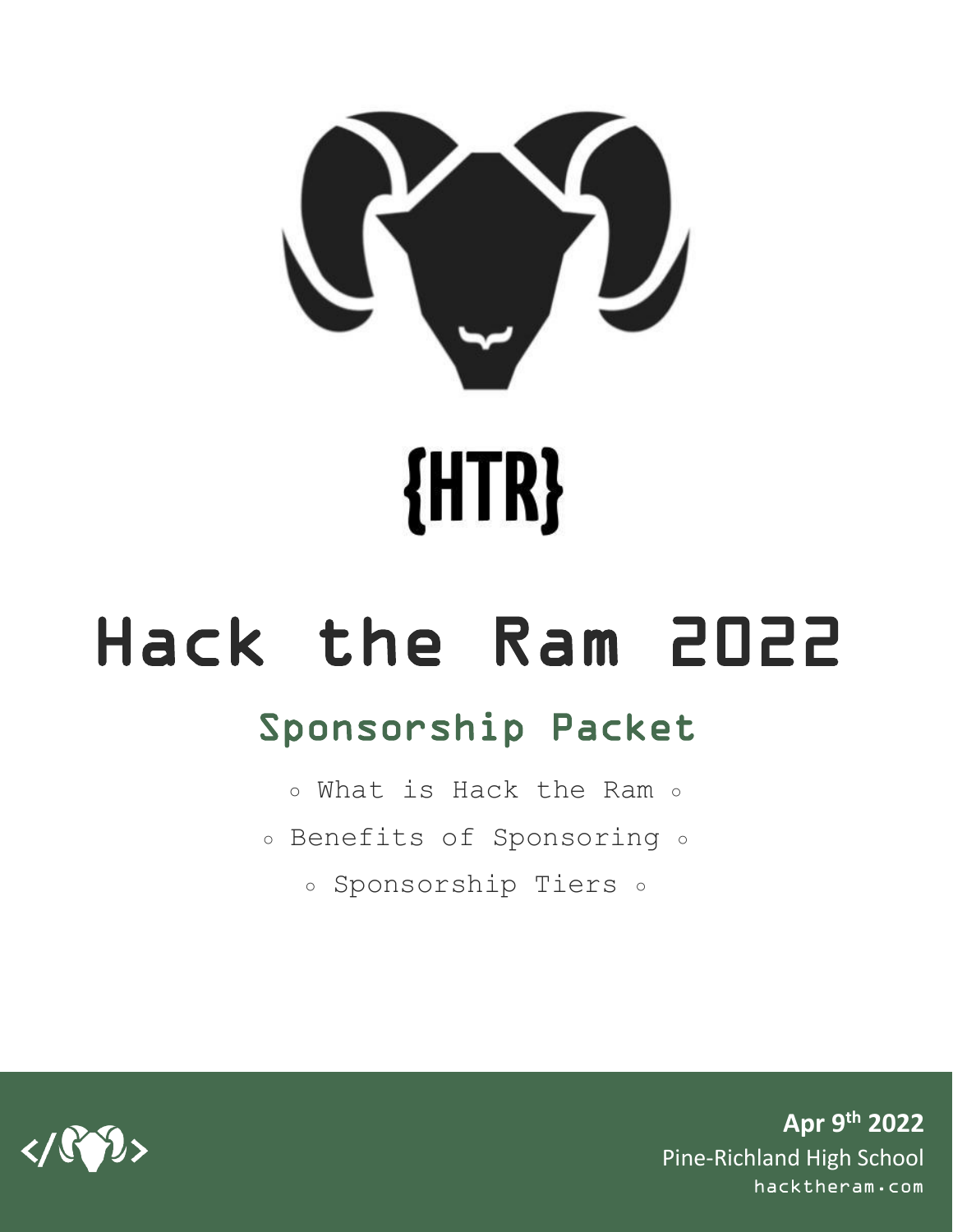{HTR}

# Hack the Ram 2022

## Sponsorship Packet

◦ What is Hack the Ram ◦

◦ Benefits of Sponsoring ◦

◦ Sponsorship Tiers ◦

</>

**Apr 9th 2022**

Pine-Richland High School

hacktheram.com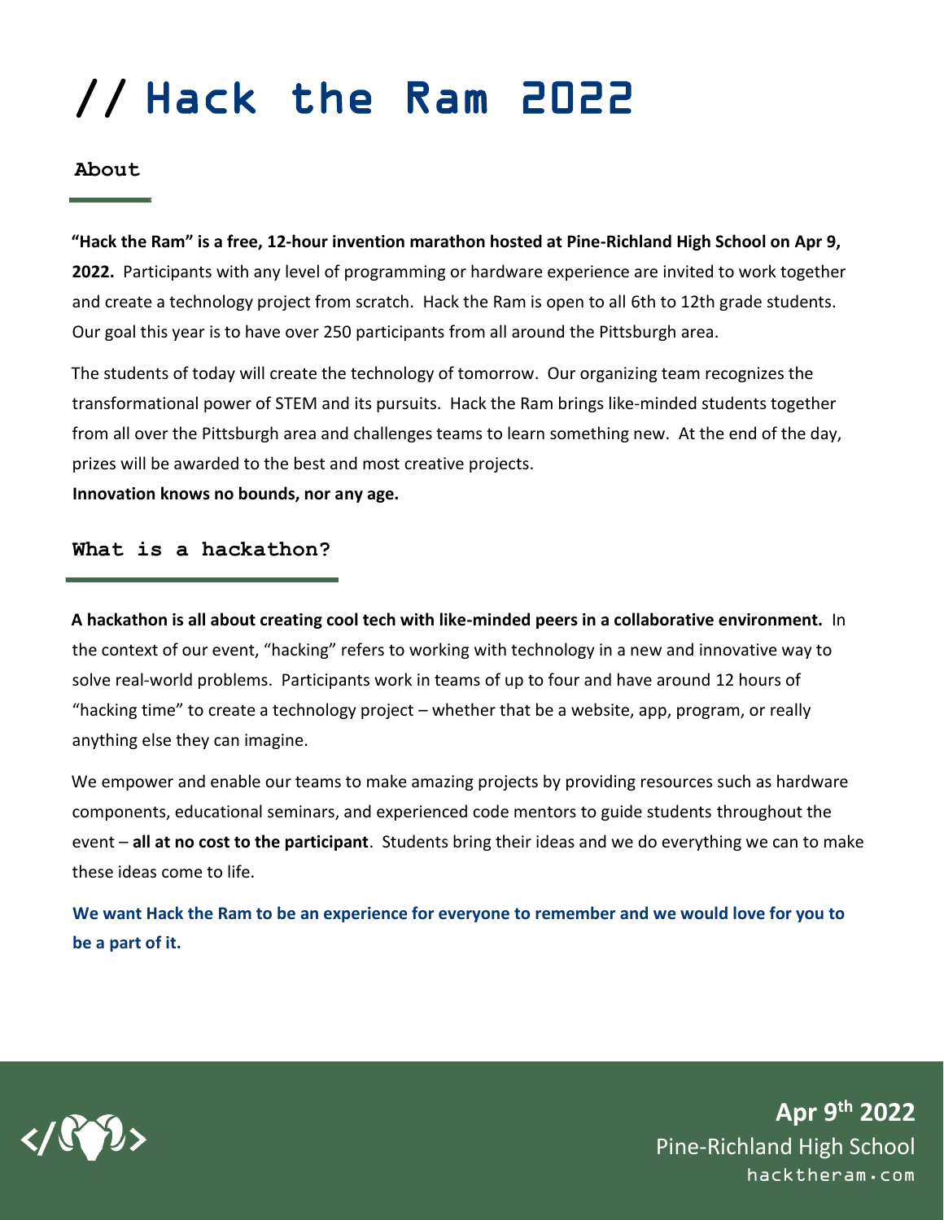# // Hack the Ram 2022

## About

**"Hack the Ram" is a free, 12-hour invention marathon hosted at Pine-Richland High School on Apr 9, 2022.** Participants with any level of programming or hardware experience are invited to work together and create a technology project from scratch. Hack the Ram is open to all 6th to 12th grade students. Our goal this year is to have over 250 participants from all around the Pittsburgh area.

The students of today will create the technology of tomorrow. Our organizing team recognizes the transformational power of STEM and its pursuits. Hack the Ram brings like-minded students together from all over the Pittsburgh area and challenges teams to learn something new. At the end of the day, prizes will be awarded to the best and most creative projects.
**Innovation knows no bounds, nor any age.**

## What is a hackathon?

**A hackathon is all about creating cool tech with like-minded peers in a collaborative environment.** In the context of our event, "hacking" refers to working with technology in a new and innovative way to solve real-world problems. Participants work in teams of up to four and have around 12 hours of "hacking time" to create a technology project – whether that be a website, app, program, or really anything else they can imagine.

We empower and enable our teams to make amazing projects by providing resources such as hardware components, educational seminars, and experienced code mentors to guide students throughout the event – **all at no cost to the participant**. Students bring their ideas and we do everything we can to make these ideas come to life.

**We want Hack the Ram to be an experience for everyone to remember and we would love for you to be a part of it.**

**Apr 9th 2022**
Pine-Richland High School
hacktheram.com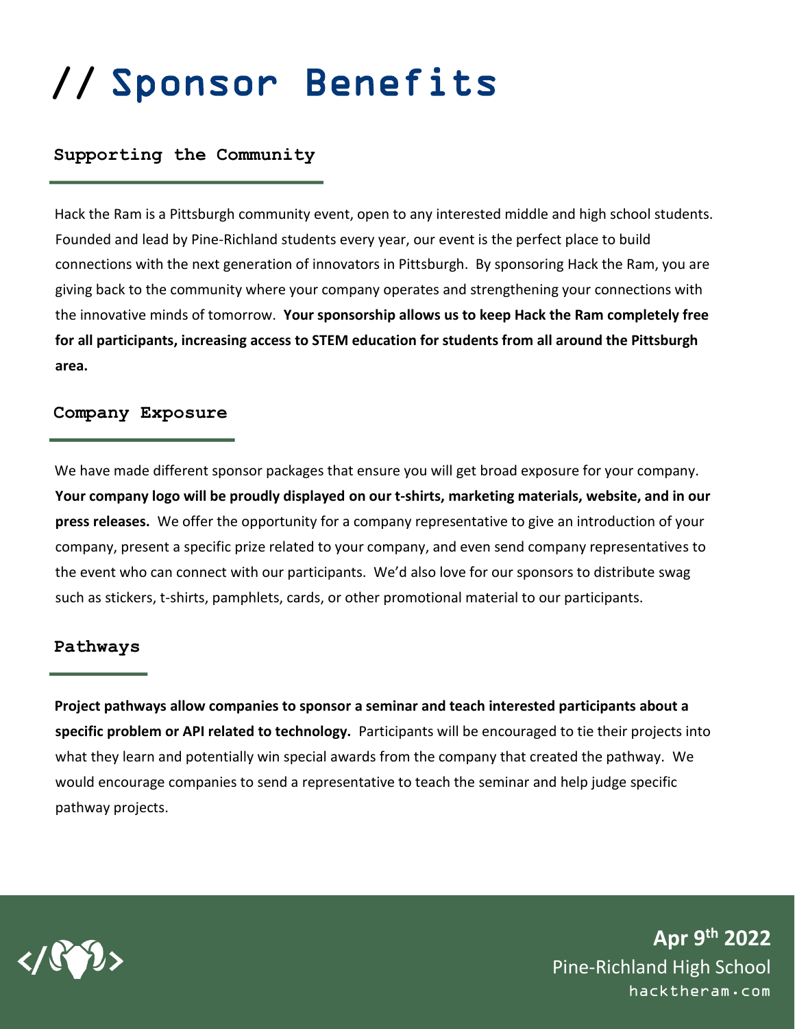# // Sponsor Benefits

## Supporting the Community

Hack the Ram is a Pittsburgh community event, open to any interested middle and high school students. Founded and lead by Pine-Richland students every year, our event is the perfect place to build connections with the next generation of innovators in Pittsburgh. By sponsoring Hack the Ram, you are giving back to the community where your company operates and strengthening your connections with the innovative minds of tomorrow. **Your sponsorship allows us to keep Hack the Ram completely free for all participants, increasing access to STEM education for students from all around the Pittsburgh area.**

## Company Exposure

We have made different sponsor packages that ensure you will get broad exposure for your company. **Your company logo will be proudly displayed on our t-shirts, marketing materials, website, and in our press releases.** We offer the opportunity for a company representative to give an introduction of your company, present a specific prize related to your company, and even send company representatives to the event who can connect with our participants. We'd also love for our sponsors to distribute swag such as stickers, t-shirts, pamphlets, cards, or other promotional material to our participants.

## Pathways

**Project pathways allow companies to sponsor a seminar and teach interested participants about a specific problem or API related to technology.** Participants will be encouraged to tie their projects into what they learn and potentially win special awards from the company that created the pathway. We would encourage companies to send a representative to teach the seminar and help judge specific pathway projects.

**Apr 9th 2022**
Pine-Richland High School
hacktheram.com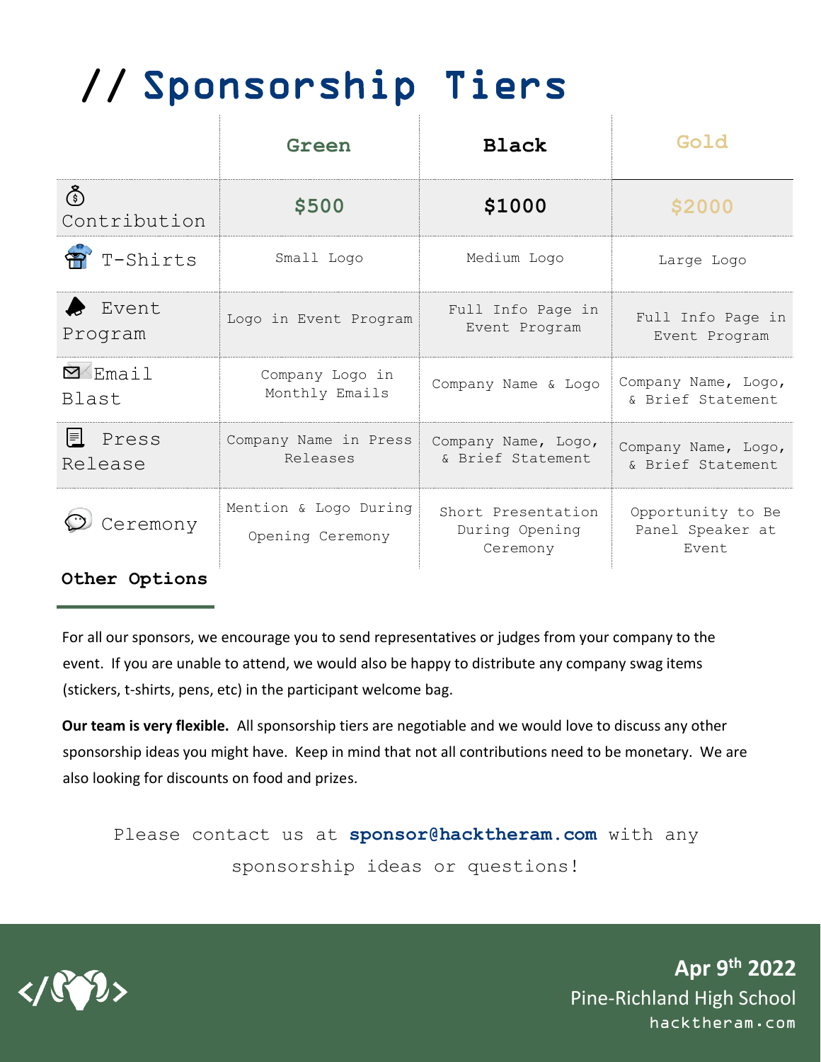# // Sponsorship Tiers

| | Green | Black | Gold |
|---|---|---|---|
| Contribution | $500 | $1000 | $2000 |
| T-Shirts | Small Logo | Medium Logo | Large Logo |
| Event Program | Logo in Event Program | Full Info Page in Event Program | Full Info Page in Event Program |
| Email Blast | Company Logo in Monthly Emails | Company Name & Logo | Company Name, Logo, & Brief Statement |
| Press Release | Company Name in Press Releases | Company Name, Logo, & Brief Statement | Company Name, Logo, & Brief Statement |
| Ceremony | Mention & Logo During Opening Ceremony | Short Presentation During Opening Ceremony | Opportunity to Be Panel Speaker at Event |

## Other Options

For all our sponsors, we encourage you to send representatives or judges from your company to the event. If you are unable to attend, we would also be happy to distribute any company swag items (stickers, t-shirts, pens, etc) in the participant welcome bag.

**Our team is very flexible.** All sponsorship tiers are negotiable and we would love to discuss any other sponsorship ideas you might have. Keep in mind that not all contributions need to be monetary. We are also looking for discounts on food and prizes.

Please contact us at **sponsor@hacktheram.com** with any sponsorship ideas or questions!

**Apr 9th 2022**
Pine-Richland High School
hacktheram.com